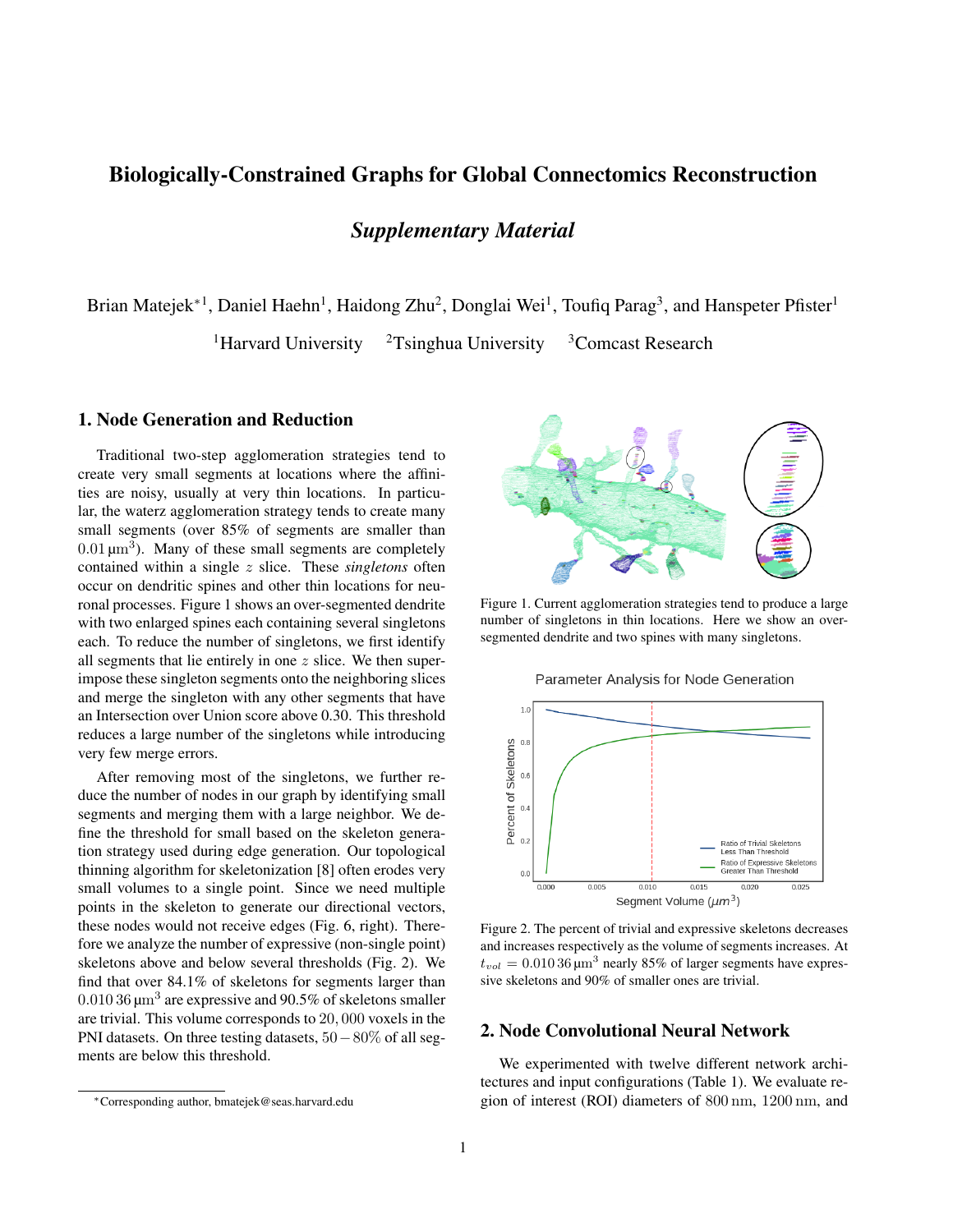# Biologically-Constrained Graphs for Global Connectomics Reconstruction

## *Supplementary Material*

Brian Matejek*[1], Daniel Haehn[1], Haidong Zhu[2], Donglai Wei[1], Toufiq Parag[3], and Hanspeter Pfister[1]

[1]Harvard University [2]Tsinghua University [3]Comcast Research

## 1. Node Generation and Reduction

Traditional two-step agglomeration strategies tend to create very small segments at locations where the affinities are noisy, usually at very thin locations. In particular, the waterz agglomeration strategy tends to create many small segments (over 85% of segments are smaller than $0.01\,\mu\text{m}^3$). Many of these small segments are completely contained within a single $z$ slice. These *singletons* often occur on dendritic spines and other thin locations for neuronal processes. Figure 1 shows an over-segmented dendrite with two enlarged spines each containing several singletons each. To reduce the number of singletons, we first identify all segments that lie entirely in one $z$ slice. We then superimpose these singleton segments onto the neighboring slices and merge the singleton with any other segments that have an Intersection over Union score above 0.30. This threshold reduces a large number of the singletons while introducing very few merge errors.

After removing most of the singletons, we further reduce the number of nodes in our graph by identifying small segments and merging them with a large neighbor. We define the threshold for small based on the skeleton generation strategy used during edge generation. Our topological thinning algorithm for skeletonization [8] often erodes very small volumes to a single point. Since we need multiple points in the skeleton to generate our directional vectors, these nodes would not receive edges (Fig. 6, right). Therefore we analyze the number of expressive (non-single point) skeletons above and below several thresholds (Fig. 2). We find that over 84.1% of skeletons for segments larger than $0.010\,36\,\mu\text{m}^3$ are expressive and 90.5% of skeletons smaller are trivial. This volume corresponds to 20,000 voxels in the PNI datasets. On three testing datasets, $50-80\%$ of all segments are below this threshold.

Figure 1. Current agglomeration strategies tend to produce a large number of singletons in thin locations. Here we show an over-segmented dendrite and two spines with many singletons.

Figure 2. The percent of trivial and expressive skeletons decreases and increases respectively as the volume of segments increases. At $t_{vol} = 0.010\,36\,\mu\text{m}^3$ nearly 85% of larger segments have expressive skeletons and 90% of smaller ones are trivial.

## 2. Node Convolutional Neural Network

We experimented with twelve different network architectures and input configurations (Table 1). We evaluate region of interest (ROI) diameters of 800 nm, 1200 nm, and

*Corresponding author, bmatejek@seas.harvard.edu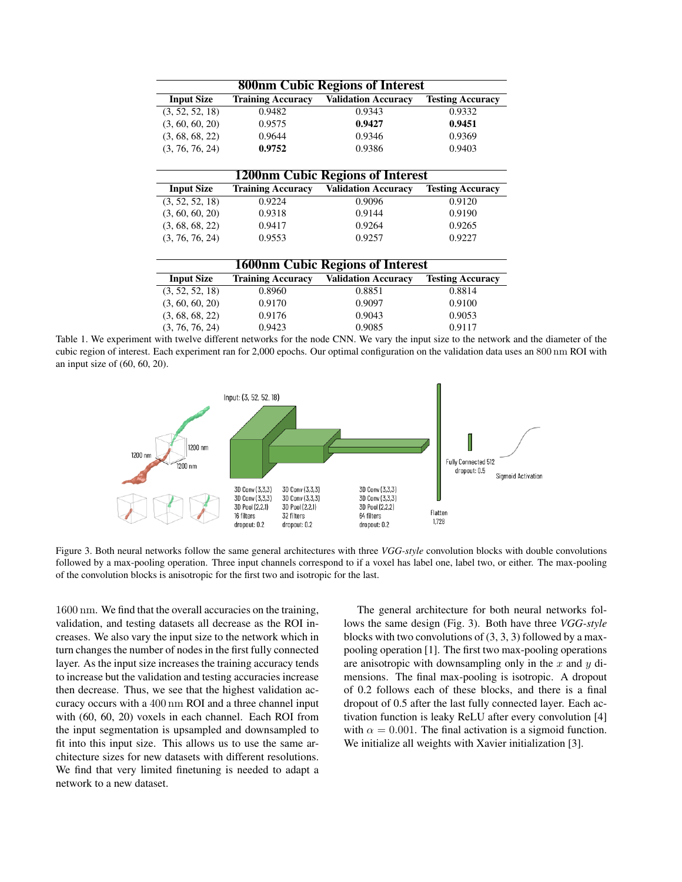| 800nm Cubic Regions of Interest | | | |
|---|---|---|---|
| **Input Size** | **Training Accuracy** | **Validation Accuracy** | **Testing Accuracy** |
| (3, 52, 52, 18) | 0.9482 | 0.9343 | 0.9332 |
| (3, 60, 60, 20) | 0.9575 | **0.9427** | **0.9451** |
| (3, 68, 68, 22) | 0.9644 | 0.9346 | 0.9369 |
| (3, 76, 76, 24) | **0.9752** | 0.9386 | 0.9403 |

| 1200nm Cubic Regions of Interest | | | |
|---|---|---|---|
| **Input Size** | **Training Accuracy** | **Validation Accuracy** | **Testing Accuracy** |
| (3, 52, 52, 18) | 0.9224 | 0.9096 | 0.9120 |
| (3, 60, 60, 20) | 0.9318 | 0.9144 | 0.9190 |
| (3, 68, 68, 22) | 0.9417 | 0.9264 | 0.9265 |
| (3, 76, 76, 24) | 0.9553 | 0.9257 | 0.9227 |

| 1600nm Cubic Regions of Interest | | | |
|---|---|---|---|
| **Input Size** | **Training Accuracy** | **Validation Accuracy** | **Testing Accuracy** |
| (3, 52, 52, 18) | 0.8960 | 0.8851 | 0.8814 |
| (3, 60, 60, 20) | 0.9170 | 0.9097 | 0.9100 |
| (3, 68, 68, 22) | 0.9176 | 0.9043 | 0.9053 |
| (3, 76, 76, 24) | 0.9423 | 0.9085 | 0.9117 |

Table 1. We experiment with twelve different networks for the node CNN. We vary the input size to the network and the diameter of the cubic region of interest. Each experiment ran for 2,000 epochs. Our optimal configuration on the validation data uses an 800 nm ROI with an input size of (60, 60, 20).

Figure 3. Both neural networks follow the same general architectures with three *VGG-style* convolution blocks with double convolutions followed by a max-pooling operation. Three input channels correspond to if a voxel has label one, label two, or either. The max-pooling of the convolution blocks is anisotropic for the first two and isotropic for the last.

1600 nm. We find that the overall accuracies on the training, validation, and testing datasets all decrease as the ROI increases. We also vary the input size to the network which in turn changes the number of nodes in the first fully connected layer. As the input size increases the training accuracy tends to increase but the validation and testing accuracies increase then decrease. Thus, we see that the highest validation accuracy occurs with a 400 nm ROI and a three channel input with (60, 60, 20) voxels in each channel. Each ROI from the input segmentation is upsampled and downsampled to fit into this input size. This allows us to use the same architecture sizes for new datasets with different resolutions. We find that very limited finetuning is needed to adapt a network to a new dataset.

The general architecture for both neural networks follows the same design (Fig. 3). Both have three *VGG-style* blocks with two convolutions of (3, 3, 3) followed by a max-pooling operation [1]. The first two max-pooling operations are anisotropic with downsampling only in the $x$ and $y$ dimensions. The final max-pooling is isotropic. A dropout of 0.2 follows each of these blocks, and there is a final dropout of 0.5 after the last fully connected layer. Each activation function is leaky ReLU after every convolution [4] with $\alpha = 0.001$. The final activation is a sigmoid function. We initialize all weights with Xavier initialization [3].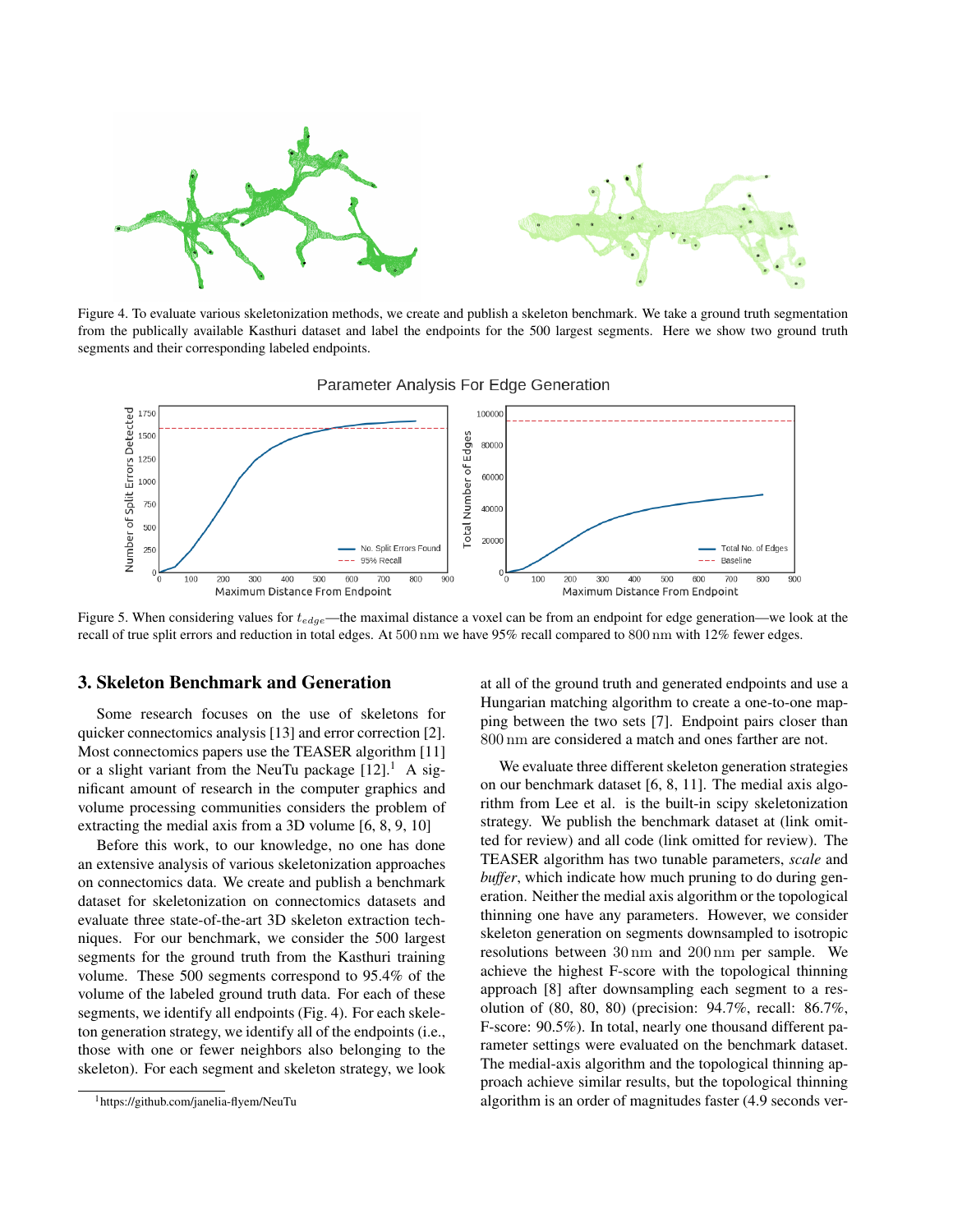Figure 4. To evaluate various skeletonization methods, we create and publish a skeleton benchmark. We take a ground truth segmentation from the publically available Kasthuri dataset and label the endpoints for the 500 largest segments. Here we show two ground truth segments and their corresponding labeled endpoints.

Figure 5. When considering values for $t_{edge}$—the maximal distance a voxel can be from an endpoint for edge generation—we look at the recall of true split errors and reduction in total edges. At $500\,\mathrm{nm}$ we have 95% recall compared to $800\,\mathrm{nm}$ with 12% fewer edges.

## 3. Skeleton Benchmark and Generation

Some research focuses on the use of skeletons for quicker connectomics analysis [13] and error correction [2]. Most connectomics papers use the TEASER algorithm [11] or a slight variant from the NeuTu package [12].[1] A significant amount of research in the computer graphics and volume processing communities considers the problem of extracting the medial axis from a 3D volume [6, 8, 9, 10]

Before this work, to our knowledge, no one has done an extensive analysis of various skeletonization approaches on connectomics data. We create and publish a benchmark dataset for skeletonization on connectomics datasets and evaluate three state-of-the-art 3D skeleton extraction techniques. For our benchmark, we consider the 500 largest segments for the ground truth from the Kasthuri training volume. These 500 segments correspond to 95.4% of the volume of the labeled ground truth data. For each of these segments, we identify all endpoints (Fig. 4). For each skeleton generation strategy, we identify all of the endpoints (i.e., those with one or fewer neighbors also belonging to the skeleton). For each segment and skeleton strategy, we look at all of the ground truth and generated endpoints and use a Hungarian matching algorithm to create a one-to-one mapping between the two sets [7]. Endpoint pairs closer than $800\,\mathrm{nm}$ are considered a match and ones farther are not.

We evaluate three different skeleton generation strategies on our benchmark dataset [6, 8, 11]. The medial axis algorithm from Lee et al. is the built-in scipy skeletonization strategy. We publish the benchmark dataset at (link omitted for review) and all code (link omitted for review). The TEASER algorithm has two tunable parameters, *scale* and *buffer*, which indicate how much pruning to do during generation. Neither the medial axis algorithm or the topological thinning one have any parameters. However, we consider skeleton generation on segments downsampled to isotropic resolutions between $30\,\mathrm{nm}$ and $200\,\mathrm{nm}$ per sample. We achieve the highest F-score with the topological thinning approach [8] after downsampling each segment to a resolution of (80, 80, 80) (precision: 94.7%, recall: 86.7%, F-score: 90.5%). In total, nearly one thousand different parameter settings were evaluated on the benchmark dataset. The medial-axis algorithm and the topological thinning approach achieve similar results, but the topological thinning algorithm is an order of magnitudes faster (4.9 seconds ver-

[1] https://github.com/janelia-flyem/NeuTu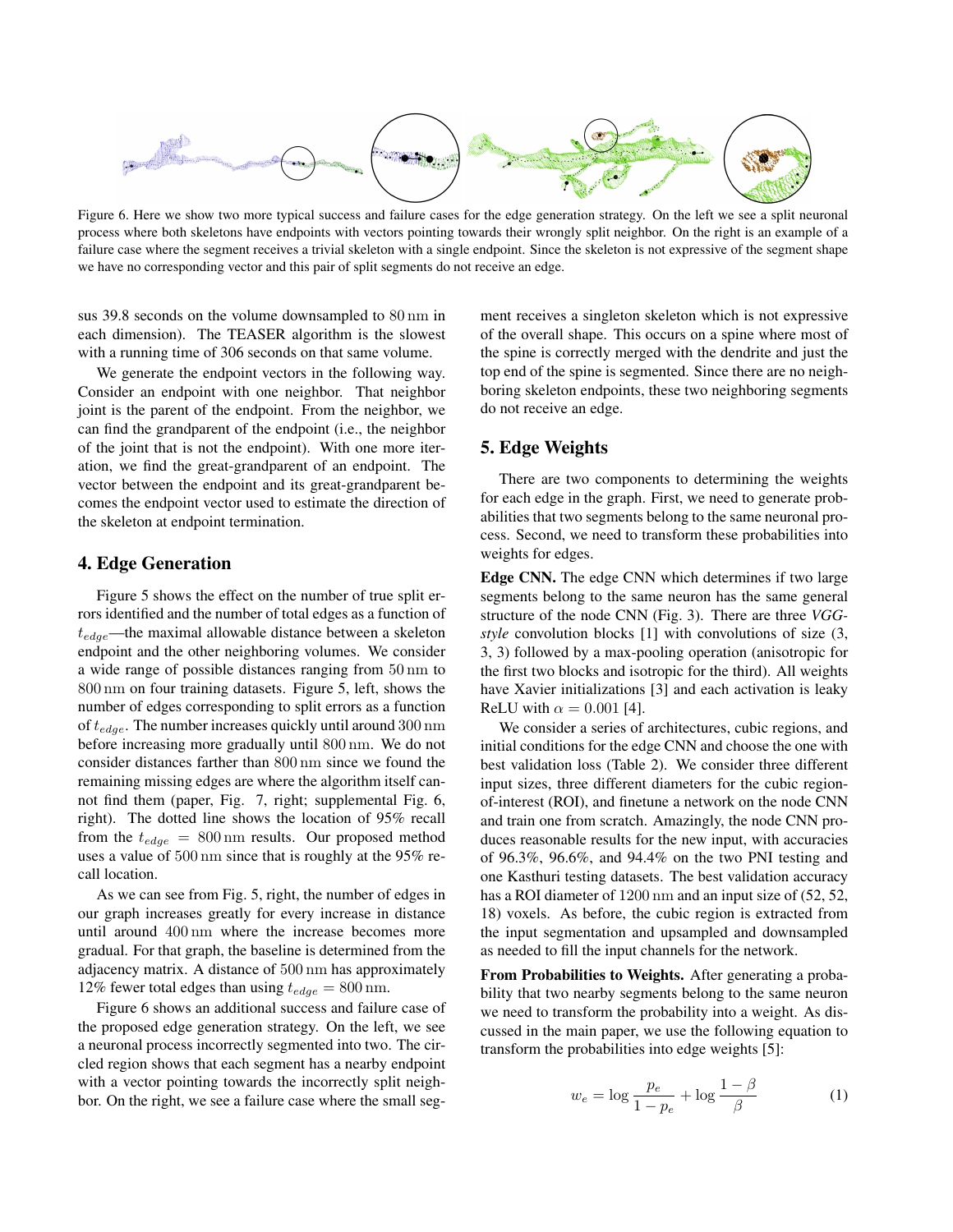Figure 6. Here we show two more typical success and failure cases for the edge generation strategy. On the left we see a split neuronal process where both skeletons have endpoints with vectors pointing towards their wrongly split neighbor. On the right is an example of a failure case where the segment receives a trivial skeleton with a single endpoint. Since the skeleton is not expressive of the segment shape we have no corresponding vector and this pair of split segments do not receive an edge.

sus 39.8 seconds on the volume downsampled to $80\,\mathrm{nm}$ in each dimension). The TEASER algorithm is the slowest with a running time of 306 seconds on that same volume.

We generate the endpoint vectors in the following way. Consider an endpoint with one neighbor. That neighbor joint is the parent of the endpoint. From the neighbor, we can find the grandparent of the endpoint (i.e., the neighbor of the joint that is not the endpoint). With one more iteration, we find the great-grandparent of an endpoint. The vector between the endpoint and its great-grandparent becomes the endpoint vector used to estimate the direction of the skeleton at endpoint termination.

## 4. Edge Generation

Figure 5 shows the effect on the number of true split errors identified and the number of total edges as a function of $t_{edge}$—the maximal allowable distance between a skeleton endpoint and the other neighboring volumes. We consider a wide range of possible distances ranging from $50\,\mathrm{nm}$ to $800\,\mathrm{nm}$ on four training datasets. Figure 5, left, shows the number of edges corresponding to split errors as a function of $t_{edge}$. The number increases quickly until around $300\,\mathrm{nm}$ before increasing more gradually until $800\,\mathrm{nm}$. We do not consider distances farther than $800\,\mathrm{nm}$ since we found the remaining missing edges are where the algorithm itself cannot find them (paper, Fig. 7, right; supplemental Fig. 6, right). The dotted line shows the location of 95% recall from the $t_{edge} = 800\,\mathrm{nm}$ results. Our proposed method uses a value of $500\,\mathrm{nm}$ since that is roughly at the 95% recall location.

As we can see from Fig. 5, right, the number of edges in our graph increases greatly for every increase in distance until around $400\,\mathrm{nm}$ where the increase becomes more gradual. For that graph, the baseline is determined from the adjacency matrix. A distance of $500\,\mathrm{nm}$ has approximately 12% fewer total edges than using $t_{edge} = 800\,\mathrm{nm}$.

Figure 6 shows an additional success and failure case of the proposed edge generation strategy. On the left, we see a neuronal process incorrectly segmented into two. The circled region shows that each segment has a nearby endpoint with a vector pointing towards the incorrectly split neighbor. On the right, we see a failure case where the small segment receives a singleton skeleton which is not expressive of the overall shape. This occurs on a spine where most of the spine is correctly merged with the dendrite and just the top end of the spine is segmented. Since there are no neighboring skeleton endpoints, these two neighboring segments do not receive an edge.

## 5. Edge Weights

There are two components to determining the weights for each edge in the graph. First, we need to generate probabilities that two segments belong to the same neuronal process. Second, we need to transform these probabilities into weights for edges.

**Edge CNN.** The edge CNN which determines if two large segments belong to the same neuron has the same general structure of the node CNN (Fig. 3). There are three *VGG-style* convolution blocks [1] with convolutions of size (3, 3, 3) followed by a max-pooling operation (anisotropic for the first two blocks and isotropic for the third). All weights have Xavier initializations [3] and each activation is leaky ReLU with $\alpha = 0.001$ [4].

We consider a series of architectures, cubic regions, and initial conditions for the edge CNN and choose the one with best validation loss (Table 2). We consider three different input sizes, three different diameters for the cubic region-of-interest (ROI), and finetune a network on the node CNN and train one from scratch. Amazingly, the node CNN produces reasonable results for the new input, with accuracies of 96.3%, 96.6%, and 94.4% on the two PNI testing and one Kasthuri testing datasets. The best validation accuracy has a ROI diameter of $1200\,\mathrm{nm}$ and an input size of (52, 52, 18) voxels. As before, the cubic region is extracted from the input segmentation and upsampled and downsampled as needed to fill the input channels for the network.

**From Probabilities to Weights.** After generating a probability that two nearby segments belong to the same neuron we need to transform the probability into a weight. As discussed in the main paper, we use the following equation to transform the probabilities into edge weights [5]:

$$w_e = \log \frac{p_e}{1 - p_e} + \log \frac{1 - \beta}{\beta} \tag{1}$$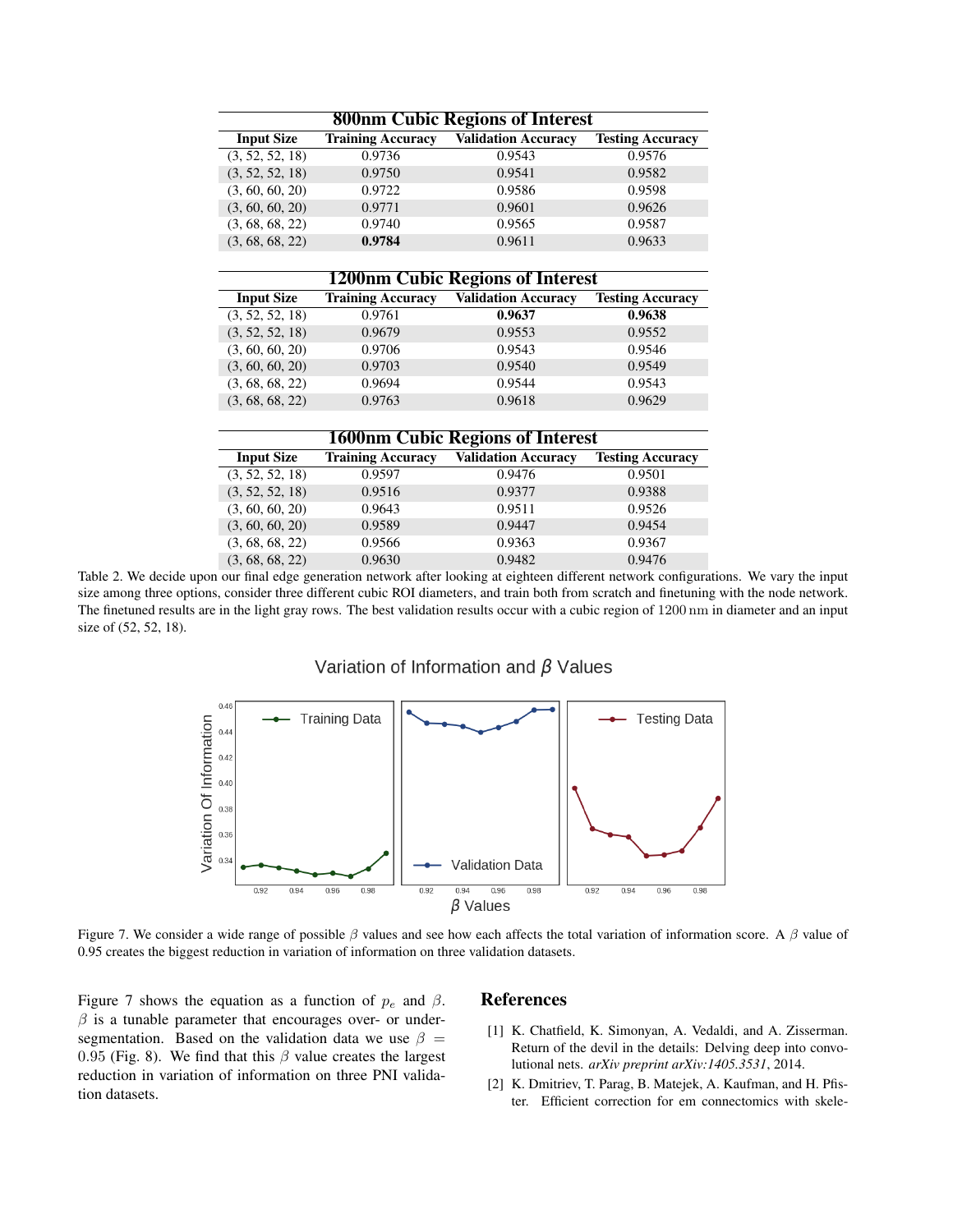| **800nm Cubic Regions of Interest** | | | |
|---|---|---|---|
| **Input Size** | **Training Accuracy** | **Validation Accuracy** | **Testing Accuracy** |
| (3, 52, 52, 18) | 0.9736 | 0.9543 | 0.9576 |
| (3, 52, 52, 18) | 0.9750 | 0.9541 | 0.9582 |
| (3, 60, 60, 20) | 0.9722 | 0.9586 | 0.9598 |
| (3, 60, 60, 20) | 0.9771 | 0.9601 | 0.9626 |
| (3, 68, 68, 22) | 0.9740 | 0.9565 | 0.9587 |
| (3, 68, 68, 22) | **0.9784** | 0.9611 | 0.9633 |

| **1200nm Cubic Regions of Interest** | | | |
|---|---|---|---|
| **Input Size** | **Training Accuracy** | **Validation Accuracy** | **Testing Accuracy** |
| (3, 52, 52, 18) | 0.9761 | **0.9637** | **0.9638** |
| (3, 52, 52, 18) | 0.9679 | 0.9553 | 0.9552 |
| (3, 60, 60, 20) | 0.9706 | 0.9543 | 0.9546 |
| (3, 60, 60, 20) | 0.9703 | 0.9540 | 0.9549 |
| (3, 68, 68, 22) | 0.9694 | 0.9544 | 0.9543 |
| (3, 68, 68, 22) | 0.9763 | 0.9618 | 0.9629 |

| **1600nm Cubic Regions of Interest** | | | |
|---|---|---|---|
| **Input Size** | **Training Accuracy** | **Validation Accuracy** | **Testing Accuracy** |
| (3, 52, 52, 18) | 0.9597 | 0.9476 | 0.9501 |
| (3, 52, 52, 18) | 0.9516 | 0.9377 | 0.9388 |
| (3, 60, 60, 20) | 0.9643 | 0.9511 | 0.9526 |
| (3, 60, 60, 20) | 0.9589 | 0.9447 | 0.9454 |
| (3, 68, 68, 22) | 0.9566 | 0.9363 | 0.9367 |
| (3, 68, 68, 22) | 0.9630 | 0.9482 | 0.9476 |

Table 2. We decide upon our final edge generation network after looking at eighteen different network configurations. We vary the input size among three options, consider three different cubic ROI diameters, and train both from scratch and finetuning with the node network. The finetuned results are in the light gray rows. The best validation results occur with a cubic region of 1200 nm in diameter and an input size of (52, 52, 18).

Figure 7. We consider a wide range of possible $\beta$ values and see how each affects the total variation of information score. A $\beta$ value of 0.95 creates the biggest reduction in variation of information on three validation datasets.

Figure 7 shows the equation as a function of $p_e$ and $\beta$. $\beta$ is a tunable parameter that encourages over- or under-segmentation. Based on the validation data we use $\beta = 0.95$ (Fig. 8). We find that this $\beta$ value creates the largest reduction in variation of information on three PNI validation datasets.

## References

[1] K. Chatfield, K. Simonyan, A. Vedaldi, and A. Zisserman. Return of the devil in the details: Delving deep into convolutional nets. *arXiv preprint arXiv:1405.3531*, 2014.

[2] K. Dmitriev, T. Parag, B. Matejek, A. Kaufman, and H. Pfister. Efficient correction for em connectomics with skele-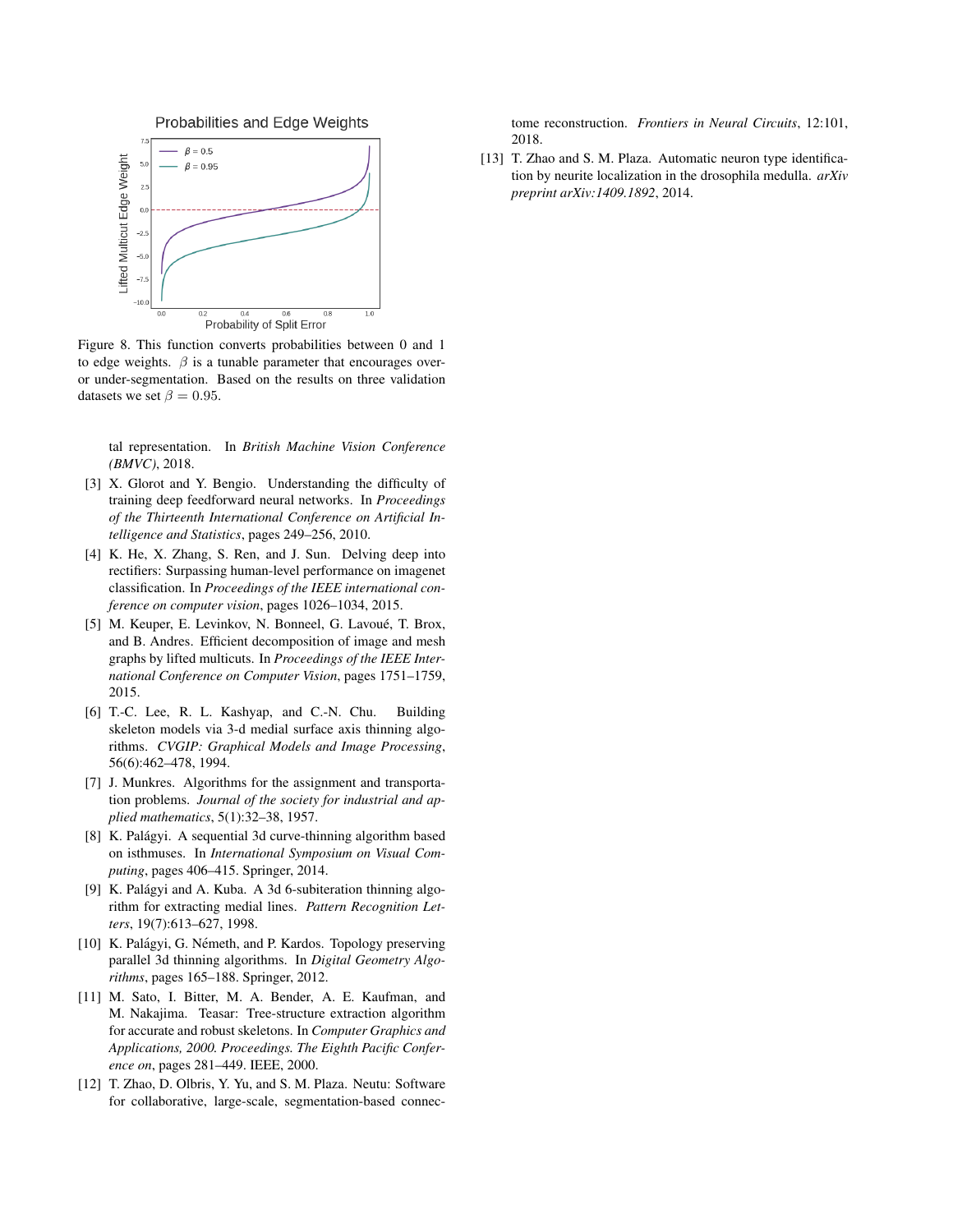Probabilities and Edge Weights

Lifted Multicut Edge Weight

Probability of Split Error

$\beta = 0.5$

$\beta = 0.95$

7.5
5.0
2.5
0.0
-2.5
-5.0
-7.5
-10.0

0.0
0.2
0.4
0.6
0.8
1.0

Figure 8. This function converts probabilities between 0 and 1 to edge weights. $\beta$ is a tunable parameter that encourages over- or under-segmentation. Based on the results on three validation datasets we set $\beta = 0.95$.

tal representation. In *British Machine Vision Conference (BMVC)*, 2018.

[3] X. Glorot and Y. Bengio. Understanding the difficulty of training deep feedforward neural networks. In *Proceedings of the Thirteenth International Conference on Artificial Intelligence and Statistics*, pages 249–256, 2010.

[4] K. He, X. Zhang, S. Ren, and J. Sun. Delving deep into rectifiers: Surpassing human-level performance on imagenet classification. In *Proceedings of the IEEE international conference on computer vision*, pages 1026–1034, 2015.

[5] M. Keuper, E. Levinkov, N. Bonneel, G. Lavoué, T. Brox, and B. Andres. Efficient decomposition of image and mesh graphs by lifted multicuts. In *Proceedings of the IEEE International Conference on Computer Vision*, pages 1751–1759, 2015.

[6] T.-C. Lee, R. L. Kashyap, and C.-N. Chu. Building skeleton models via 3-d medial surface axis thinning algorithms. *CVGIP: Graphical Models and Image Processing*, 56(6):462–478, 1994.

[7] J. Munkres. Algorithms for the assignment and transportation problems. *Journal of the society for industrial and applied mathematics*, 5(1):32–38, 1957.

[8] K. Palágyi. A sequential 3d curve-thinning algorithm based on isthmuses. In *International Symposium on Visual Computing*, pages 406–415. Springer, 2014.

[9] K. Palágyi and A. Kuba. A 3d 6-subiteration thinning algorithm for extracting medial lines. *Pattern Recognition Letters*, 19(7):613–627, 1998.

[10] K. Palágyi, G. Németh, and P. Kardos. Topology preserving parallel 3d thinning algorithms. In *Digital Geometry Algorithms*, pages 165–188. Springer, 2012.

[11] M. Sato, I. Bitter, M. A. Bender, A. E. Kaufman, and M. Nakajima. Teasar: Tree-structure extraction algorithm for accurate and robust skeletons. In *Computer Graphics and Applications, 2000. Proceedings. The Eighth Pacific Conference on*, pages 281–449. IEEE, 2000.

[12] T. Zhao, D. Olbris, Y. Yu, and S. M. Plaza. Neutu: Software for collaborative, large-scale, segmentation-based connectome reconstruction. *Frontiers in Neural Circuits*, 12:101, 2018.

[13] T. Zhao and S. M. Plaza. Automatic neuron type identification by neurite localization in the drosophila medulla. *arXiv preprint arXiv:1409.1892*, 2014.